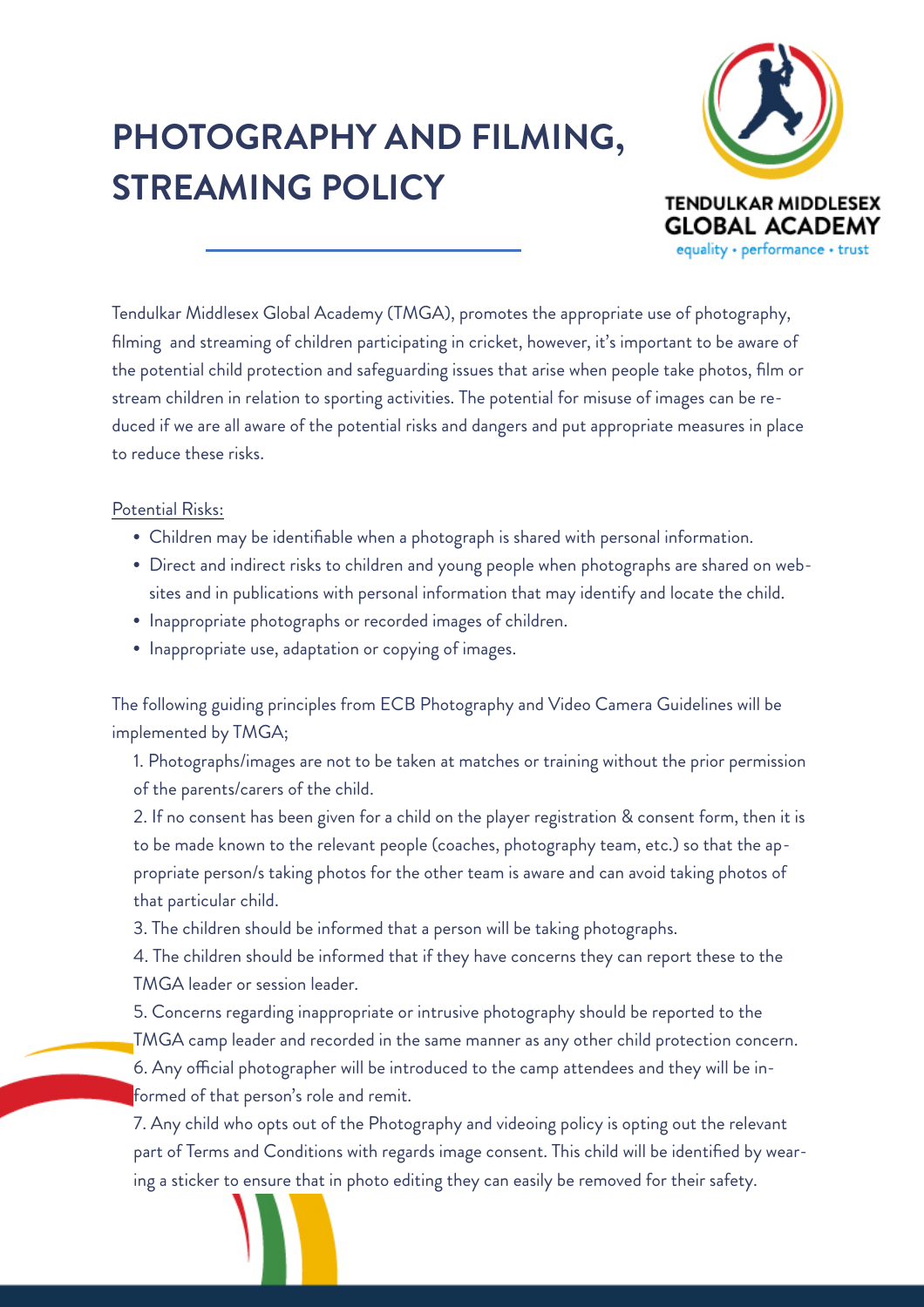# PHOTOGRAPHY AND FILMING, STREAMING POLICY

TENDULKAR MIDDLESEX GLOBAL ACADEMY

equality • performance • trust

Tendulkar Middlesex Global Academy (TMGA), promotes the appropriate use of photography, filming and streaming of children participating in cricket, however, it's important to be aware of the potential child protection and safeguarding issues that arise when people take photos, film or stream children in relation to sporting activities. The potential for misuse of images can be reduced if we are all aware of the potential risks and dangers and put appropriate measures in place to reduce these risks.

Potential Risks:

- Children may be identifiable when a photograph is shared with personal information.
- Direct and indirect risks to children and young people when photographs are shared on websites and in publications with personal information that may identify and locate the child.
- Inappropriate photographs or recorded images of children.
- Inappropriate use, adaptation or copying of images.

The following guiding principles from ECB Photography and Video Camera Guidelines will be implemented by TMGA;

1. Photographs/images are not to be taken at matches or training without the prior permission of the parents/carers of the child.
2. If no consent has been given for a child on the player registration & consent form, then it is to be made known to the relevant people (coaches, photography team, etc.) so that the appropriate person/s taking photos for the other team is aware and can avoid taking photos of that particular child.
3. The children should be informed that a person will be taking photographs.
4. The children should be informed that if they have concerns they can report these to the TMGA leader or session leader.
5. Concerns regarding inappropriate or intrusive photography should be reported to the TMGA camp leader and recorded in the same manner as any other child protection concern.
6. Any official photographer will be introduced to the camp attendees and they will be informed of that person's role and remit.
7. Any child who opts out of the Photography and videoing policy is opting out the relevant part of Terms and Conditions with regards image consent. This child will be identified by wearing a sticker to ensure that in photo editing they can easily be removed for their safety.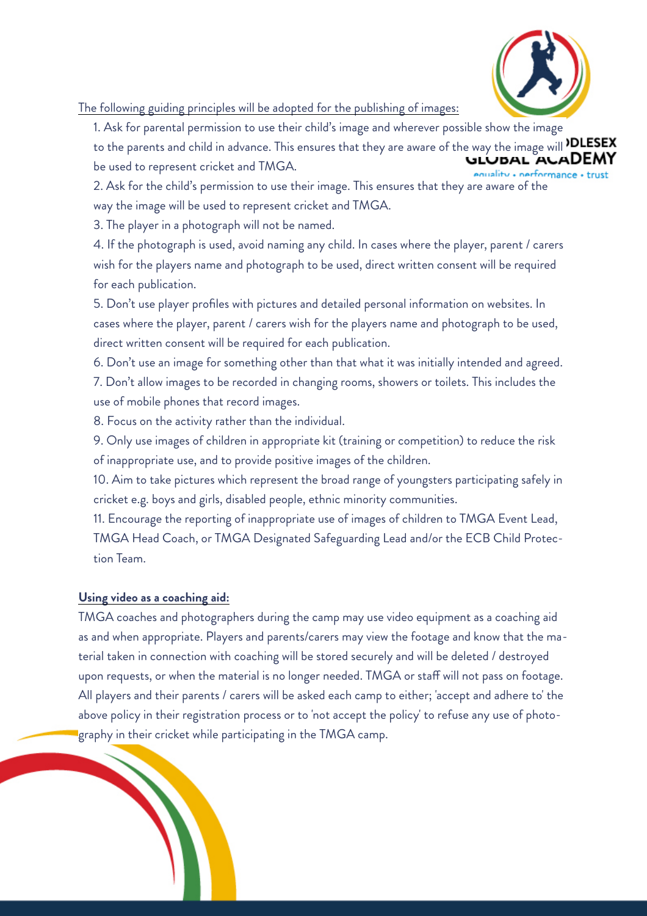The following guiding principles will be adopted for the publishing of images:

1. Ask for parental permission to use their child's image and wherever possible show the image to the parents and child in advance. This ensures that they are aware of the way the image will be used to represent cricket and TMGA.
2. Ask for the child's permission to use their image. This ensures that they are aware of the way the image will be used to represent cricket and TMGA.
3. The player in a photograph will not be named.
4. If the photograph is used, avoid naming any child. In cases where the player, parent / carers wish for the players name and photograph to be used, direct written consent will be required for each publication.
5. Don't use player profiles with pictures and detailed personal information on websites. In cases where the player, parent / carers wish for the players name and photograph to be used, direct written consent will be required for each publication.
6. Don't use an image for something other than that what it was initially intended and agreed.
7. Don't allow images to be recorded in changing rooms, showers or toilets. This includes the use of mobile phones that record images.
8. Focus on the activity rather than the individual.
9. Only use images of children in appropriate kit (training or competition) to reduce the risk of inappropriate use, and to provide positive images of the children.
10. Aim to take pictures which represent the broad range of youngsters participating safely in cricket e.g. boys and girls, disabled people, ethnic minority communities.
11. Encourage the reporting of inappropriate use of images of children to TMGA Event Lead, TMGA Head Coach, or TMGA Designated Safeguarding Lead and/or the ECB Child Protection Team.

**Using video as a coaching aid:**

TMGA coaches and photographers during the camp may use video equipment as a coaching aid as and when appropriate. Players and parents/carers may view the footage and know that the material taken in connection with coaching will be stored securely and will be deleted / destroyed upon requests, or when the material is no longer needed. TMGA or staff will not pass on footage. All players and their parents / carers will be asked each camp to either; 'accept and adhere to' the above policy in their registration process or to 'not accept the policy' to refuse any use of photography in their cricket while participating in the TMGA camp.